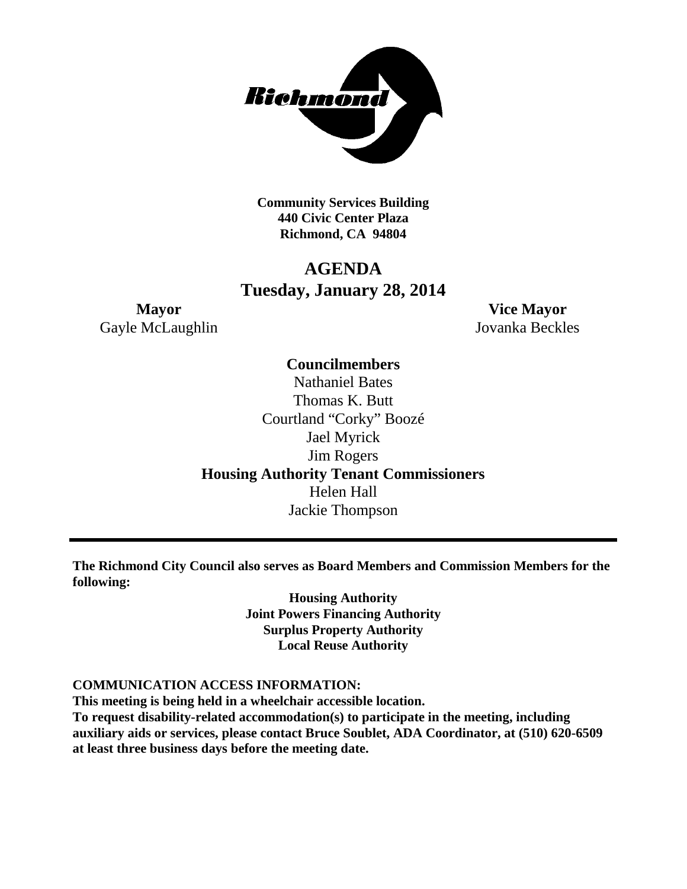**Community Services Building**
**440 Civic Center Plaza**
**Richmond, CA 94804**

# AGENDA
## Tuesday, January 28, 2014

**Mayor**
Gayle McLaughlin

**Vice Mayor**
Jovanka Beckles

**Councilmembers**
Nathaniel Bates
Thomas K. Butt
Courtland "Corky" Boozé
Jael Myrick
Jim Rogers

**Housing Authority Tenant Commissioners**
Helen Hall
Jackie Thompson

---

**The Richmond City Council also serves as Board Members and Commission Members for the following:**

**Housing Authority**
**Joint Powers Financing Authority**
**Surplus Property Authority**
**Local Reuse Authority**

**COMMUNICATION ACCESS INFORMATION:**
**This meeting is being held in a wheelchair accessible location.**
**To request disability-related accommodation(s) to participate in the meeting, including auxiliary aids or services, please contact Bruce Soublet, ADA Coordinator, at (510) 620-6509 at least three business days before the meeting date.**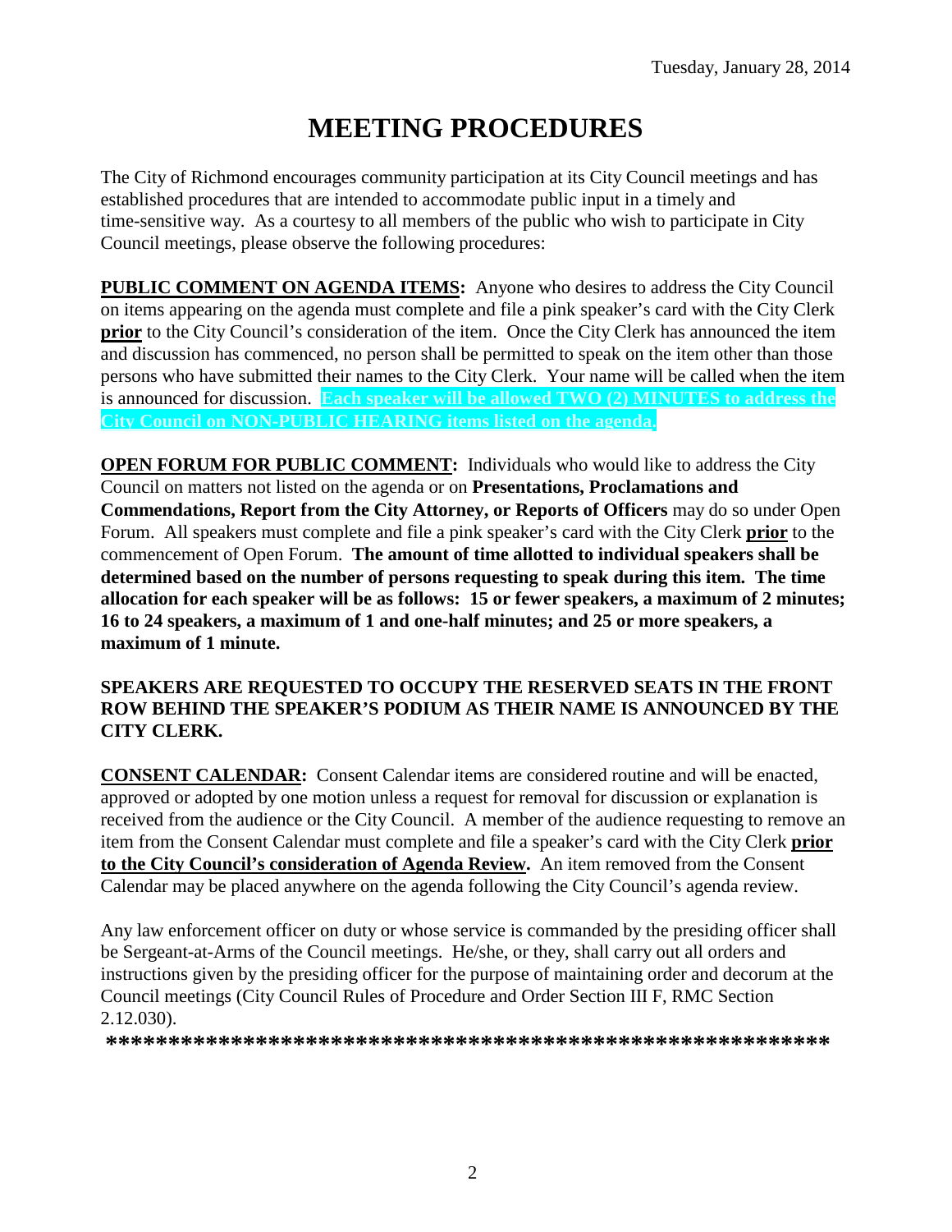Tuesday, January 28, 2014

# MEETING PROCEDURES

The City of Richmond encourages community participation at its City Council meetings and has established procedures that are intended to accommodate public input in a timely and time-sensitive way. As a courtesy to all members of the public who wish to participate in City Council meetings, please observe the following procedures:

**PUBLIC COMMENT ON AGENDA ITEMS:** Anyone who desires to address the City Council on items appearing on the agenda must complete and file a pink speaker's card with the City Clerk **prior** to the City Council's consideration of the item. Once the City Clerk has announced the item and discussion has commenced, no person shall be permitted to speak on the item other than those persons who have submitted their names to the City Clerk. Your name will be called when the item is announced for discussion. **Each speaker will be allowed TWO (2) MINUTES to address the City Council on NON-PUBLIC HEARING items listed on the agenda.**

**OPEN FORUM FOR PUBLIC COMMENT:** Individuals who would like to address the City Council on matters not listed on the agenda or on **Presentations, Proclamations and Commendations, Report from the City Attorney, or Reports of Officers** may do so under Open Forum. All speakers must complete and file a pink speaker's card with the City Clerk **prior** to the commencement of Open Forum. **The amount of time allotted to individual speakers shall be determined based on the number of persons requesting to speak during this item. The time allocation for each speaker will be as follows: 15 or fewer speakers, a maximum of 2 minutes; 16 to 24 speakers, a maximum of 1 and one-half minutes; and 25 or more speakers, a maximum of 1 minute.**

**SPEAKERS ARE REQUESTED TO OCCUPY THE RESERVED SEATS IN THE FRONT ROW BEHIND THE SPEAKER'S PODIUM AS THEIR NAME IS ANNOUNCED BY THE CITY CLERK.**

**CONSENT CALENDAR:** Consent Calendar items are considered routine and will be enacted, approved or adopted by one motion unless a request for removal for discussion or explanation is received from the audience or the City Council. A member of the audience requesting to remove an item from the Consent Calendar must complete and file a speaker's card with the City Clerk **prior to the City Council's consideration of Agenda Review.** An item removed from the Consent Calendar may be placed anywhere on the agenda following the City Council's agenda review.

Any law enforcement officer on duty or whose service is commanded by the presiding officer shall be Sergeant-at-Arms of the Council meetings. He/she, or they, shall carry out all orders and instructions given by the presiding officer for the purpose of maintaining order and decorum at the Council meetings (City Council Rules of Procedure and Order Section III F, RMC Section 2.12.030).

**************************************************************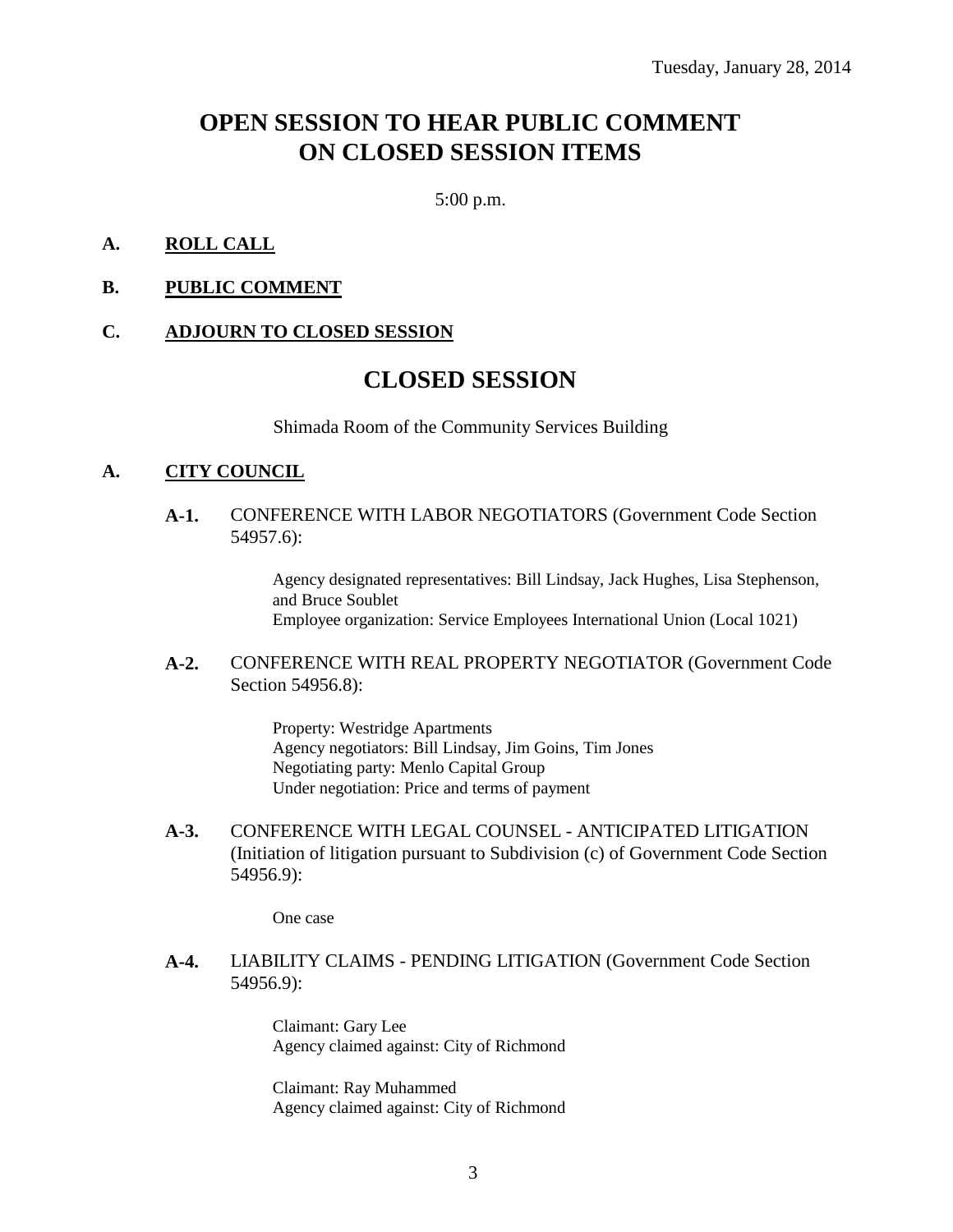Tuesday, January 28, 2014

# OPEN SESSION TO HEAR PUBLIC COMMENT ON CLOSED SESSION ITEMS

5:00 p.m.

**A. ROLL CALL**

**B. PUBLIC COMMENT**

**C. ADJOURN TO CLOSED SESSION**

# CLOSED SESSION

Shimada Room of the Community Services Building

**A. CITY COUNCIL**

**A-1.** CONFERENCE WITH LABOR NEGOTIATORS (Government Code Section 54957.6):

Agency designated representatives: Bill Lindsay, Jack Hughes, Lisa Stephenson, and Bruce Soublet
Employee organization: Service Employees International Union (Local 1021)

**A-2.** CONFERENCE WITH REAL PROPERTY NEGOTIATOR (Government Code Section 54956.8):

Property: Westridge Apartments
Agency negotiators: Bill Lindsay, Jim Goins, Tim Jones
Negotiating party: Menlo Capital Group
Under negotiation: Price and terms of payment

**A-3.** CONFERENCE WITH LEGAL COUNSEL - ANTICIPATED LITIGATION (Initiation of litigation pursuant to Subdivision (c) of Government Code Section 54956.9):

One case

**A-4.** LIABILITY CLAIMS - PENDING LITIGATION (Government Code Section 54956.9):

Claimant: Gary Lee
Agency claimed against: City of Richmond

Claimant: Ray Muhammed
Agency claimed against: City of Richmond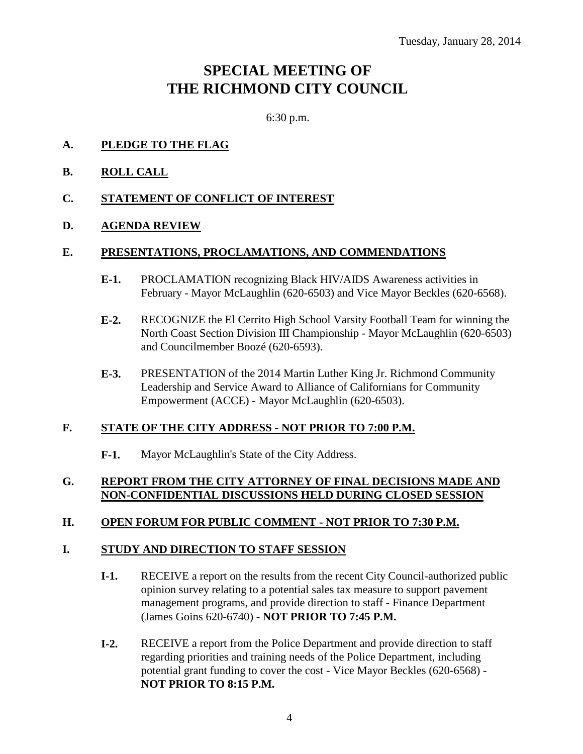Tuesday, January 28, 2014

# SPECIAL MEETING OF THE RICHMOND CITY COUNCIL

6:30 p.m.

**A. PLEDGE TO THE FLAG**

**B. ROLL CALL**

**C. STATEMENT OF CONFLICT OF INTEREST**

**D. AGENDA REVIEW**

**E. PRESENTATIONS, PROCLAMATIONS, AND COMMENDATIONS**

- **E-1.** PROCLAMATION recognizing Black HIV/AIDS Awareness activities in February - Mayor McLaughlin (620-6503) and Vice Mayor Beckles (620-6568).

- **E-2.** RECOGNIZE the El Cerrito High School Varsity Football Team for winning the North Coast Section Division III Championship - Mayor McLaughlin (620-6503) and Councilmember Boozé (620-6593).

- **E-3.** PRESENTATION of the 2014 Martin Luther King Jr. Richmond Community Leadership and Service Award to Alliance of Californians for Community Empowerment (ACCE) - Mayor McLaughlin (620-6503).

**F. STATE OF THE CITY ADDRESS - NOT PRIOR TO 7:00 P.M.**

- **F-1.** Mayor McLaughlin's State of the City Address.

**G. REPORT FROM THE CITY ATTORNEY OF FINAL DECISIONS MADE AND NON-CONFIDENTIAL DISCUSSIONS HELD DURING CLOSED SESSION**

**H. OPEN FORUM FOR PUBLIC COMMENT - NOT PRIOR TO 7:30 P.M.**

**I. STUDY AND DIRECTION TO STAFF SESSION**

- **I-1.** RECEIVE a report on the results from the recent City Council-authorized public opinion survey relating to a potential sales tax measure to support pavement management programs, and provide direction to staff - Finance Department (James Goins 620-6740) - **NOT PRIOR TO 7:45 P.M.**

- **I-2.** RECEIVE a report from the Police Department and provide direction to staff regarding priorities and training needs of the Police Department, including potential grant funding to cover the cost - Vice Mayor Beckles (620-6568) - **NOT PRIOR TO 8:15 P.M.**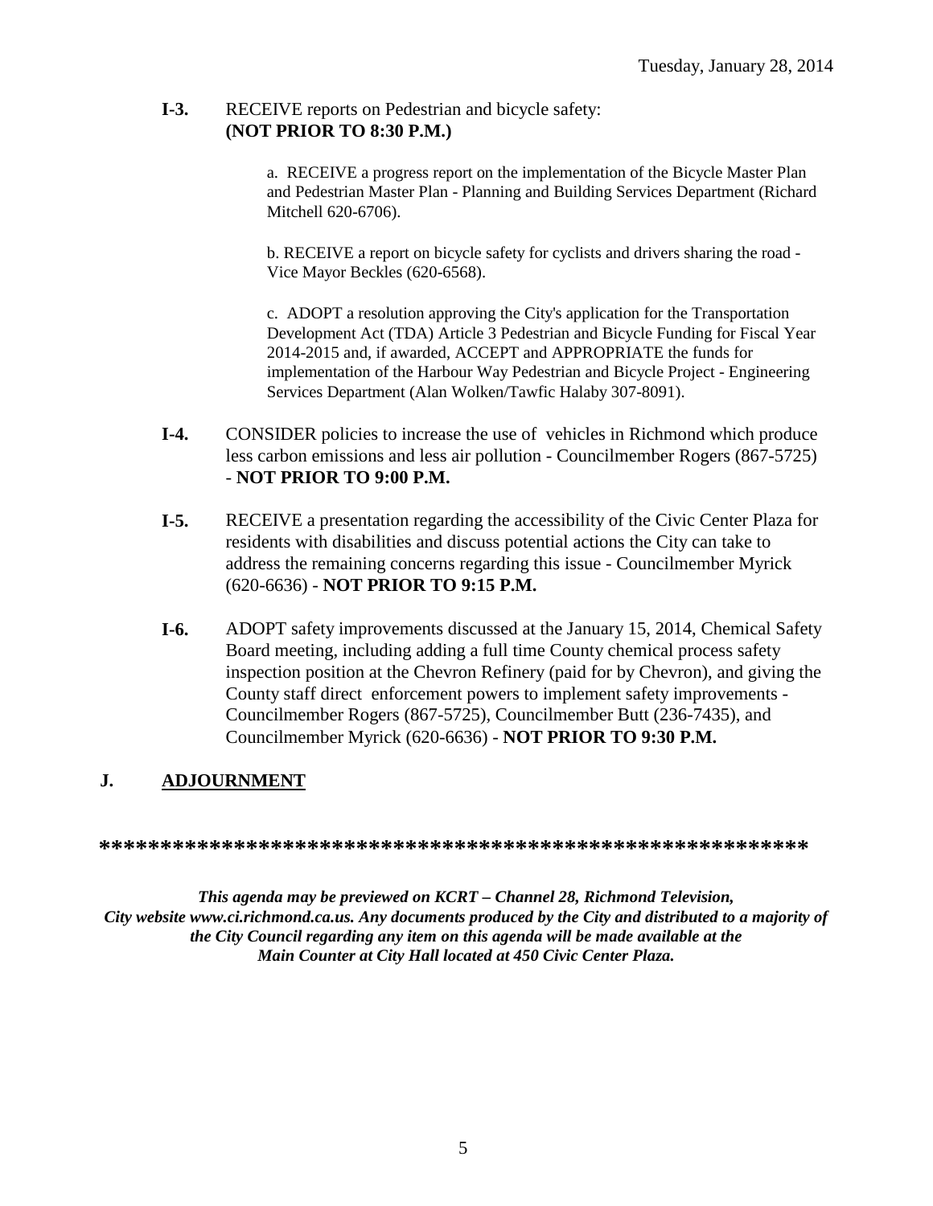Tuesday, January 28, 2014

**I-3.** RECEIVE reports on Pedestrian and bicycle safety:
**(NOT PRIOR TO 8:30 P.M.)**

a. RECEIVE a progress report on the implementation of the Bicycle Master Plan and Pedestrian Master Plan - Planning and Building Services Department (Richard Mitchell 620-6706).

b. RECEIVE a report on bicycle safety for cyclists and drivers sharing the road - Vice Mayor Beckles (620-6568).

c. ADOPT a resolution approving the City's application for the Transportation Development Act (TDA) Article 3 Pedestrian and Bicycle Funding for Fiscal Year 2014-2015 and, if awarded, ACCEPT and APPROPRIATE the funds for implementation of the Harbour Way Pedestrian and Bicycle Project - Engineering Services Department (Alan Wolken/Tawfic Halaby 307-8091).

**I-4.** CONSIDER policies to increase the use of vehicles in Richmond which produce less carbon emissions and less air pollution - Councilmember Rogers (867-5725) - **NOT PRIOR TO 9:00 P.M.**

**I-5.** RECEIVE a presentation regarding the accessibility of the Civic Center Plaza for residents with disabilities and discuss potential actions the City can take to address the remaining concerns regarding this issue - Councilmember Myrick (620-6636) - **NOT PRIOR TO 9:15 P.M.**

**I-6.** ADOPT safety improvements discussed at the January 15, 2014, Chemical Safety Board meeting, including adding a full time County chemical process safety inspection position at the Chevron Refinery (paid for by Chevron), and giving the County staff direct enforcement powers to implement safety improvements - Councilmember Rogers (867-5725), Councilmember Butt (236-7435), and Councilmember Myrick (620-6636) - **NOT PRIOR TO 9:30 P.M.**

## J. ADJOURNMENT

**\*\*\*\*\*\*\*\*\*\*\*\*\*\*\*\*\*\*\*\*\*\*\*\*\*\*\*\*\*\*\*\*\*\*\*\*\*\*\*\*\*\*\*\*\*\*\*\*\*\*\*\*\*\*\*\*\*\*\*\***

***This agenda may be previewed on KCRT – Channel 28, Richmond Television, City website www.ci.richmond.ca.us. Any documents produced by the City and distributed to a majority of the City Council regarding any item on this agenda will be made available at the Main Counter at City Hall located at 450 Civic Center Plaza.***